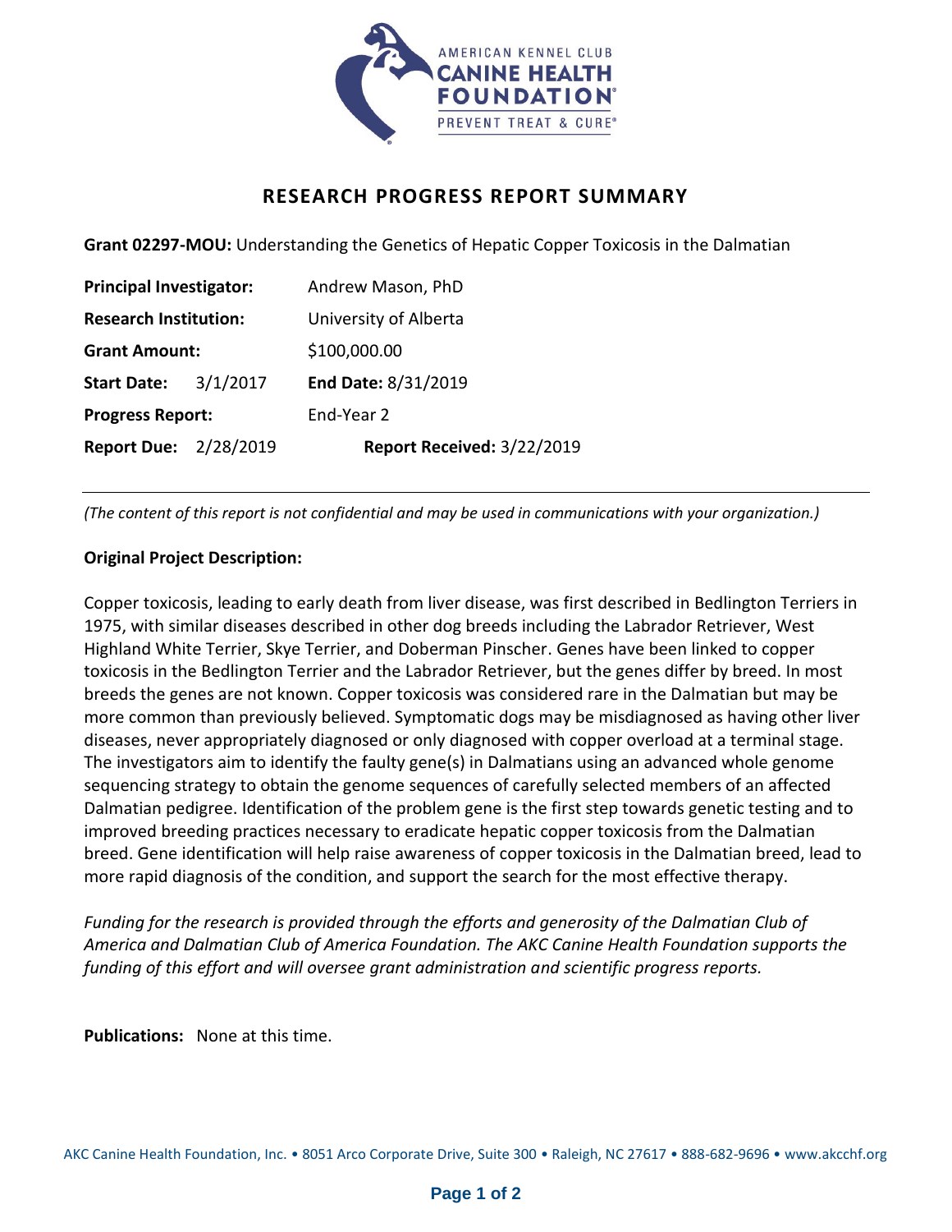# RESEARCH PROGRESS REPORT SUMMARY

**Grant 02297-MOU:** Understanding the Genetics of Hepatic Copper Toxicosis in the Dalmatian

**Principal Investigator:** Andrew Mason, PhD

**Research Institution:** University of Alberta

**Grant Amount:** $100,000.00

**Start Date:** 3/1/2017 **End Date:** 8/31/2019

**Progress Report:** End-Year 2

**Report Due:** 2/28/2019 **Report Received:** 3/22/2019

---

*(The content of this report is not confidential and may be used in communications with your organization.)*

**Original Project Description:**

Copper toxicosis, leading to early death from liver disease, was first described in Bedlington Terriers in 1975, with similar diseases described in other dog breeds including the Labrador Retriever, West Highland White Terrier, Skye Terrier, and Doberman Pinscher. Genes have been linked to copper toxicosis in the Bedlington Terrier and the Labrador Retriever, but the genes differ by breed. In most breeds the genes are not known. Copper toxicosis was considered rare in the Dalmatian but may be more common than previously believed. Symptomatic dogs may be misdiagnosed as having other liver diseases, never appropriately diagnosed or only diagnosed with copper overload at a terminal stage. The investigators aim to identify the faulty gene(s) in Dalmatians using an advanced whole genome sequencing strategy to obtain the genome sequences of carefully selected members of an affected Dalmatian pedigree. Identification of the problem gene is the first step towards genetic testing and to improved breeding practices necessary to eradicate hepatic copper toxicosis from the Dalmatian breed. Gene identification will help raise awareness of copper toxicosis in the Dalmatian breed, lead to more rapid diagnosis of the condition, and support the search for the most effective therapy.

*Funding for the research is provided through the efforts and generosity of the Dalmatian Club of America and Dalmatian Club of America Foundation. The AKC Canine Health Foundation supports the funding of this effort and will oversee grant administration and scientific progress reports.*

**Publications:** None at this time.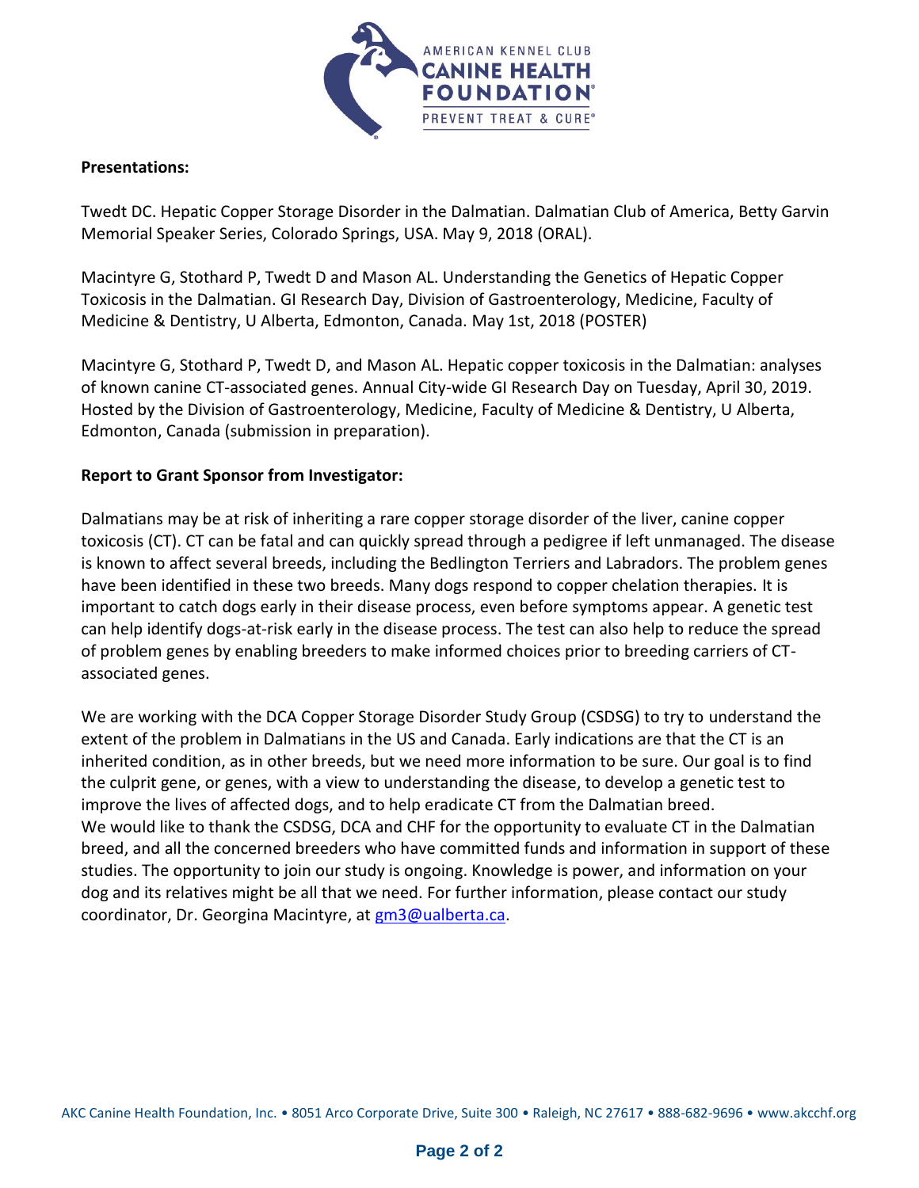**Presentations:**

Twedt DC. Hepatic Copper Storage Disorder in the Dalmatian. Dalmatian Club of America, Betty Garvin Memorial Speaker Series, Colorado Springs, USA. May 9, 2018 (ORAL).

Macintyre G, Stothard P, Twedt D and Mason AL. Understanding the Genetics of Hepatic Copper Toxicosis in the Dalmatian. GI Research Day, Division of Gastroenterology, Medicine, Faculty of Medicine & Dentistry, U Alberta, Edmonton, Canada. May 1st, 2018 (POSTER)

Macintyre G, Stothard P, Twedt D, and Mason AL. Hepatic copper toxicosis in the Dalmatian: analyses of known canine CT-associated genes. Annual City-wide GI Research Day on Tuesday, April 30, 2019. Hosted by the Division of Gastroenterology, Medicine, Faculty of Medicine & Dentistry, U Alberta, Edmonton, Canada (submission in preparation).

**Report to Grant Sponsor from Investigator:**

Dalmatians may be at risk of inheriting a rare copper storage disorder of the liver, canine copper toxicosis (CT). CT can be fatal and can quickly spread through a pedigree if left unmanaged. The disease is known to affect several breeds, including the Bedlington Terriers and Labradors. The problem genes have been identified in these two breeds. Many dogs respond to copper chelation therapies. It is important to catch dogs early in their disease process, even before symptoms appear. A genetic test can help identify dogs-at-risk early in the disease process. The test can also help to reduce the spread of problem genes by enabling breeders to make informed choices prior to breeding carriers of CT-associated genes.

We are working with the DCA Copper Storage Disorder Study Group (CSDSG) to try to understand the extent of the problem in Dalmatians in the US and Canada. Early indications are that the CT is an inherited condition, as in other breeds, but we need more information to be sure. Our goal is to find the culprit gene, or genes, with a view to understanding the disease, to develop a genetic test to improve the lives of affected dogs, and to help eradicate CT from the Dalmatian breed.
We would like to thank the CSDSG, DCA and CHF for the opportunity to evaluate CT in the Dalmatian breed, and all the concerned breeders who have committed funds and information in support of these studies. The opportunity to join our study is ongoing. Knowledge is power, and information on your dog and its relatives might be all that we need. For further information, please contact our study coordinator, Dr. Georgina Macintyre, at gm3@ualberta.ca.